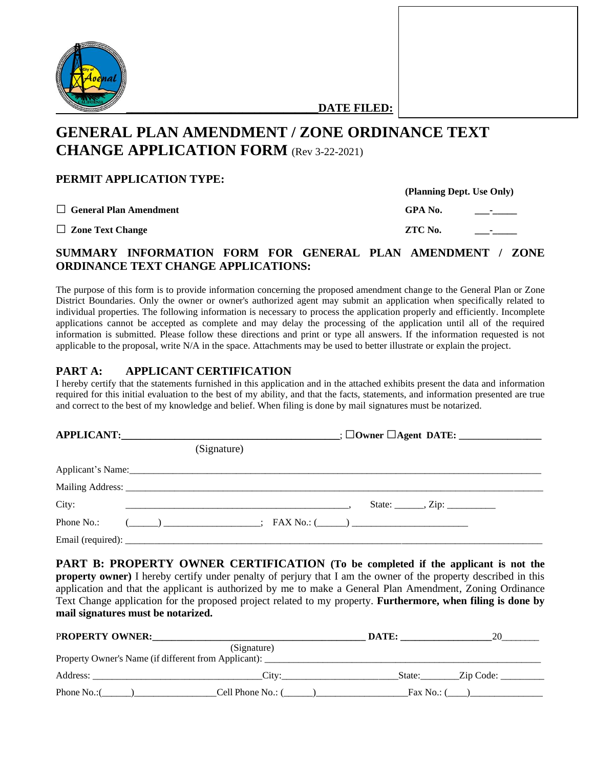**DATE FILED:**

# GENERAL PLAN AMENDMENT / ZONE ORDINANCE TEXT CHANGE APPLICATION FORM (Rev 3-22-2021)

## PERMIT APPLICATION TYPE:

| | **(Planning Dept. Use Only)** | |
|---|---|---|
| ☐ **General Plan Amendment** | **GPA No.** | ___-_____ |
| ☐ **Zone Text Change** | **ZTC No.** | ___-_____ |

## SUMMARY INFORMATION FORM FOR GENERAL PLAN AMENDMENT / ZONE ORDINANCE TEXT CHANGE APPLICATIONS:

The purpose of this form is to provide information concerning the proposed amendment change to the General Plan or Zone District Boundaries. Only the owner or owner's authorized agent may submit an application when specifically related to individual properties. The following information is necessary to process the application properly and efficiently. Incomplete applications cannot be accepted as complete and may delay the processing of the application until all of the required information is submitted. Please follow these directions and print or type all answers. If the information requested is not applicable to the proposal, write N/A in the space. Attachments may be used to better illustrate or explain the project.

## PART A: APPLICANT CERTIFICATION

I hereby certify that the statements furnished in this application and in the attached exhibits present the data and information required for this initial evaluation to the best of my ability, and that the facts, statements, and information presented are true and correct to the best of my knowledge and belief. When filing is done by mail signatures must be notarized.

**APPLICANT:**__________________________________________; ☐**Owner** ☐**Agent DATE:** ________________
(Signature)

Applicant's Name:_____________________________________________________________________________

Mailing Address: ______________________________________________________________________________

City: ______________________________________________, State: ______, Zip: __________

Phone No.: (______) ___________________; FAX No.: (______) _______________________

Email (required): ______________________________________________________________________________

## PART B: PROPERTY OWNER CERTIFICATION (To be completed if the applicant is not the property owner)

I hereby certify under penalty of perjury that I am the owner of the property described in this application and that the applicant is authorized by me to make a General Plan Amendment, Zoning Ordinance Text Change application for the proposed project related to my property. **Furthermore, when filing is done by mail signatures must be notarized.**

**PROPERTY OWNER:**_________________________________________ **DATE:** __________________20_______
(Signature)

Property Owner's Name (if different from Applicant): _______________________________________________________

Address: ________________________________City:______________________State:_______Zip Code: _________

Phone No.:(______)________________Cell Phone No.: (______)__________________Fax No.: (____)_______________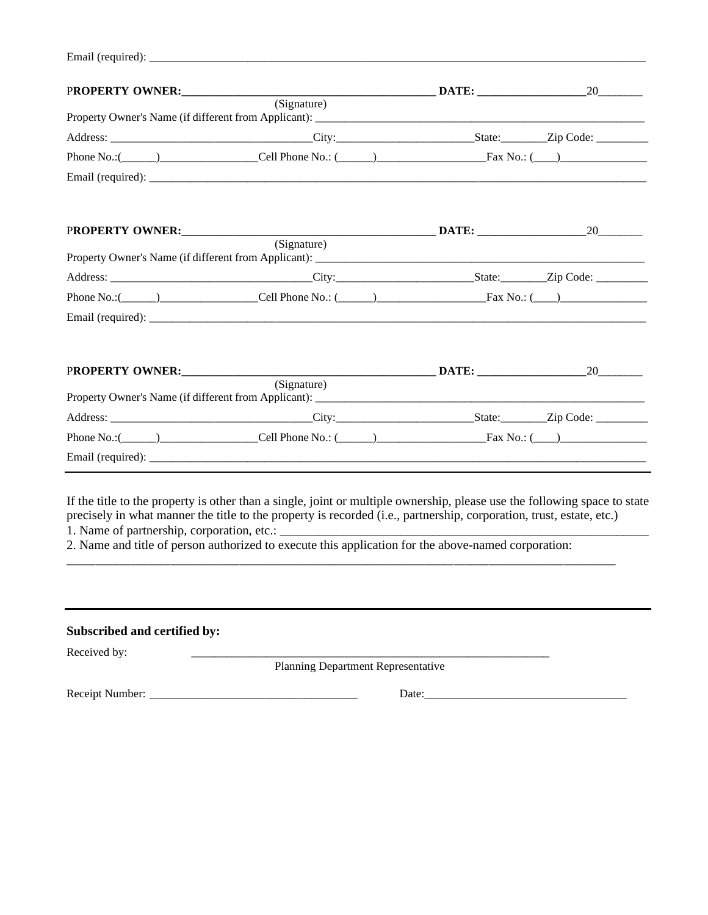Email (required): ___________________________________________________________________________________________

**PROPERTY OWNER:**_____________________________________________ **DATE:** ___________________20________
(Signature)

Property Owner's Name (if different from Applicant): ____________________________________________________________

Address: ___________________________________City:________________________State:________Zip Code: _________

Phone No.:(______)_________________Cell Phone No.: (______)___________________Fax No.: (____)_______________

Email (required): ___________________________________________________________________________________________

**PROPERTY OWNER:**_____________________________________________ **DATE:** ___________________20________
(Signature)

Property Owner's Name (if different from Applicant): ____________________________________________________________

Address: ___________________________________City:________________________State:________Zip Code: _________

Phone No.:(______)_________________Cell Phone No.: (______)___________________Fax No.: (____)_______________

Email (required): ___________________________________________________________________________________________

**PROPERTY OWNER:**_____________________________________________ **DATE:** ___________________20________
(Signature)

Property Owner's Name (if different from Applicant): ____________________________________________________________

Address: ___________________________________City:________________________State:________Zip Code: _________

Phone No.:(______)_________________Cell Phone No.: (______)___________________Fax No.: (____)_______________

Email (required): ___________________________________________________________________________________________

---

If the title to the property is other than a single, joint or multiple ownership, please use the following space to state precisely in what manner the title to the property is recorded (i.e., partnership, corporation, trust, estate, etc.)

1. Name of partnership, corporation, etc.: ___________________________________________________________
2. Name and title of person authorized to execute this application for the above-named corporation:

_____________________________________________________________________________________________

---

**Subscribed and certified by:**

Received by: _______________________________________________________________
Planning Department Representative

Receipt Number: ____________________________________ Date:___________________________________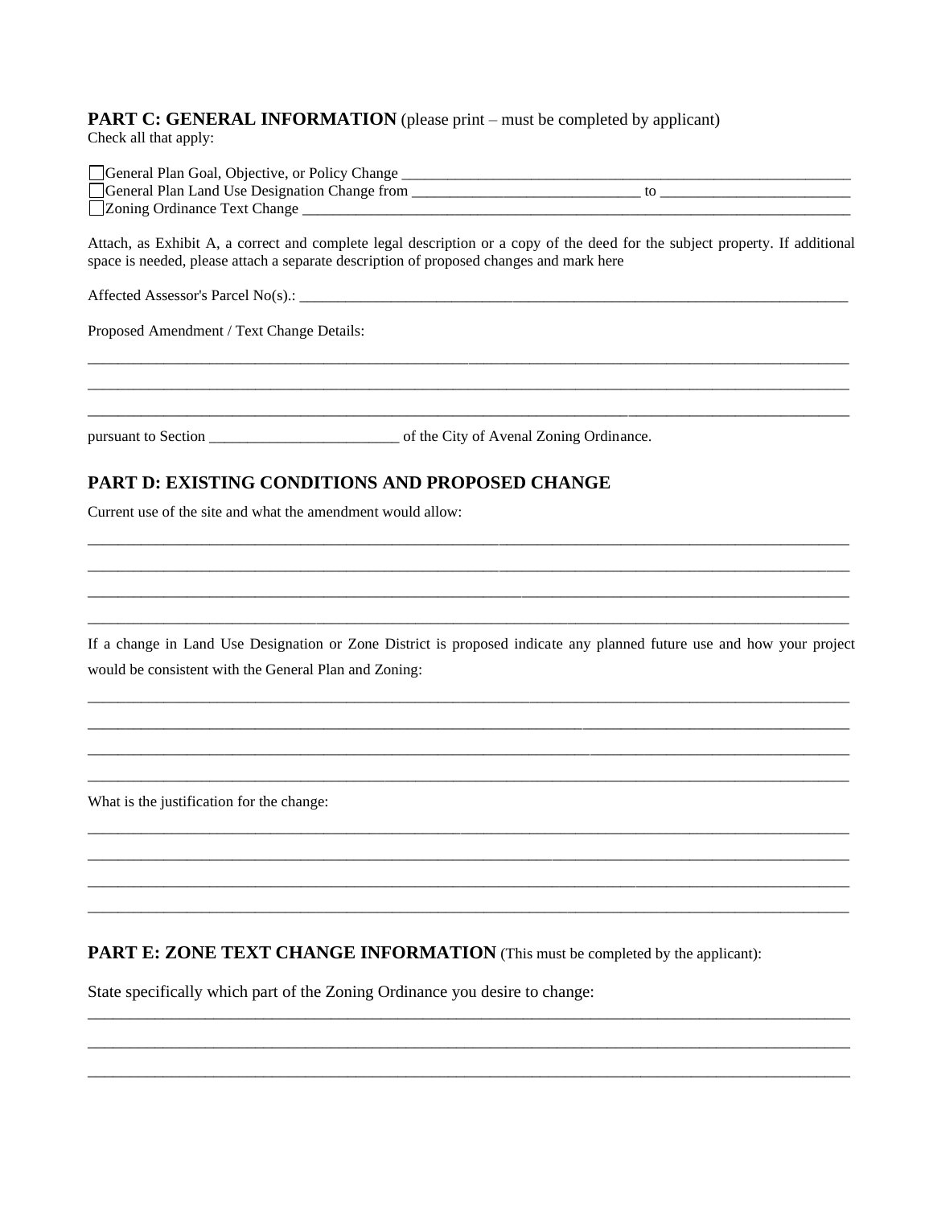**PART C: GENERAL INFORMATION** (please print – must be completed by applicant)

Check all that apply:

☐ General Plan Goal, Objective, or Policy Change ____________________________________________________________

☐ General Plan Land Use Designation Change from ______________________________ to _________________________

☐ Zoning Ordinance Text Change ________________________________________________________________________

Attach, as Exhibit A, a correct and complete legal description or a copy of the deed for the subject property. If additional space is needed, please attach a separate description of proposed changes and mark here

Affected Assessor's Parcel No(s).: ____________________________________________________________________________

Proposed Amendment / Text Change Details:

_____________________________________________________________________________________________________

_____________________________________________________________________________________________________

_____________________________________________________________________________________________________

pursuant to Section _________________________ of the City of Avenal Zoning Ordinance.

## PART D: EXISTING CONDITIONS AND PROPOSED CHANGE

Current use of the site and what the amendment would allow:

_____________________________________________________________________________________________________

_____________________________________________________________________________________________________

_____________________________________________________________________________________________________

_____________________________________________________________________________________________________

If a change in Land Use Designation or Zone District is proposed indicate any planned future use and how your project would be consistent with the General Plan and Zoning:

_____________________________________________________________________________________________________

_____________________________________________________________________________________________________

_____________________________________________________________________________________________________

_____________________________________________________________________________________________________

What is the justification for the change:

_____________________________________________________________________________________________________

_____________________________________________________________________________________________________

_____________________________________________________________________________________________________

_____________________________________________________________________________________________________

**PART E: ZONE TEXT CHANGE INFORMATION** (This must be completed by the applicant):

State specifically which part of the Zoning Ordinance you desire to change:

_____________________________________________________________________________________________________

_____________________________________________________________________________________________________

_____________________________________________________________________________________________________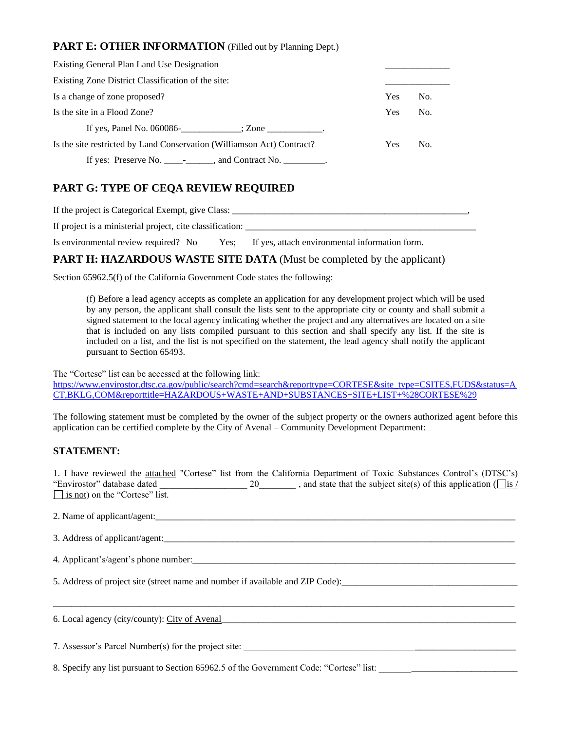## PART E: OTHER INFORMATION (Filled out by Planning Dept.)

| | | |
|---|---|---|
| Existing General Plan Land Use Designation | _____________ | |
| Existing Zone District Classification of the site: | _____________ | |
| Is a change of zone proposed? | Yes | No. |
| Is the site in a Flood Zone? | Yes | No. |
| If yes, Panel No. 060086-____________; Zone ___________. | | |
| Is the site restricted by Land Conservation (Williamson Act) Contract? | Yes | No. |
| If yes: Preserve No. ____-______, and Contract No. _________. | | |

## PART G: TYPE OF CEQA REVIEW REQUIRED

If the project is Categorical Exempt, give Class: ___________________________________________________,

If project is a ministerial project, cite classification: _________________________________________________

Is environmental review required? No Yes; If yes, attach environmental information form.

## PART H: HAZARDOUS WASTE SITE DATA (Must be completed by the applicant)

Section 65962.5(f) of the California Government Code states the following:

> (f) Before a lead agency accepts as complete an application for any development project which will be used by any person, the applicant shall consult the lists sent to the appropriate city or county and shall submit a signed statement to the local agency indicating whether the project and any alternatives are located on a site that is included on any lists compiled pursuant to this section and shall specify any list. If the site is included on a list, and the list is not specified on the statement, the lead agency shall notify the applicant pursuant to Section 65493.

The "Cortese" list can be accessed at the following link:
https://www.envirostor.dtsc.ca.gov/public/search?cmd=search&reporttype=CORTESE&site_type=CSITES,FUDS&status=ACT,BKLG,COM&reporttitle=HAZARDOUS+WASTE+AND+SUBSTANCES+SITE+LIST+%28CORTESE%29

The following statement must be completed by the owner of the subject property or the owners authorized agent before this application can be certified complete by the City of Avenal – Community Development Department:

### STATEMENT:

1. I have reviewed the attached "Cortese" list from the California Department of Toxic Substances Control's (DTSC's) "Envirostor" database dated __________________ 20_______ , and state that the subject site(s) of this application (☐ is / ☐ is not) on the "Cortese" list.

2. Name of applicant/agent:_______________________________________________________________________

3. Address of applicant/agent:_____________________________________________________________________

4. Applicant's/agent's phone number:_______________________________________________________________

5. Address of project site (street name and number if available and ZIP Code):_____________________________________

_______________________________________________________________________________________________

6. Local agency (city/county): City of Avenal___________________________________________________________

7. Assessor's Parcel Number(s) for the project site: __________________________________________________

8. Specify any list pursuant to Section 65962.5 of the Government Code: "Cortese" list: ______________________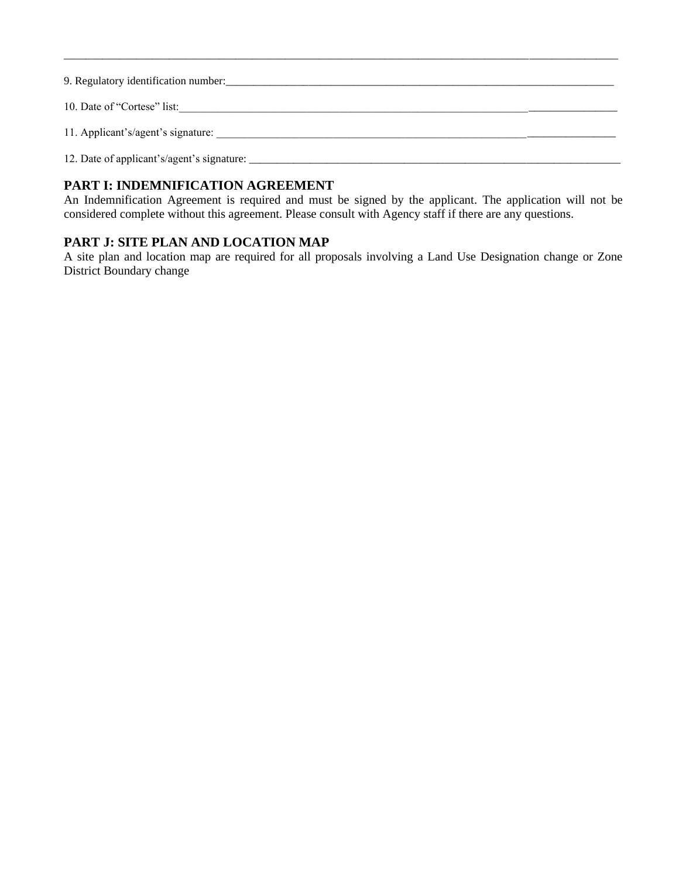9. Regulatory identification number:____________________________________________________________________________

10. Date of "Cortese" list:____________________________________________________________________________

11. Applicant's/agent's signature: ____________________________________________________________________________

12. Date of applicant's/agent's signature: ____________________________________________________________________________

## PART I: INDEMNIFICATION AGREEMENT

An Indemnification Agreement is required and must be signed by the applicant. The application will not be considered complete without this agreement. Please consult with Agency staff if there are any questions.

## PART J: SITE PLAN AND LOCATION MAP

A site plan and location map are required for all proposals involving a Land Use Designation change or Zone District Boundary change